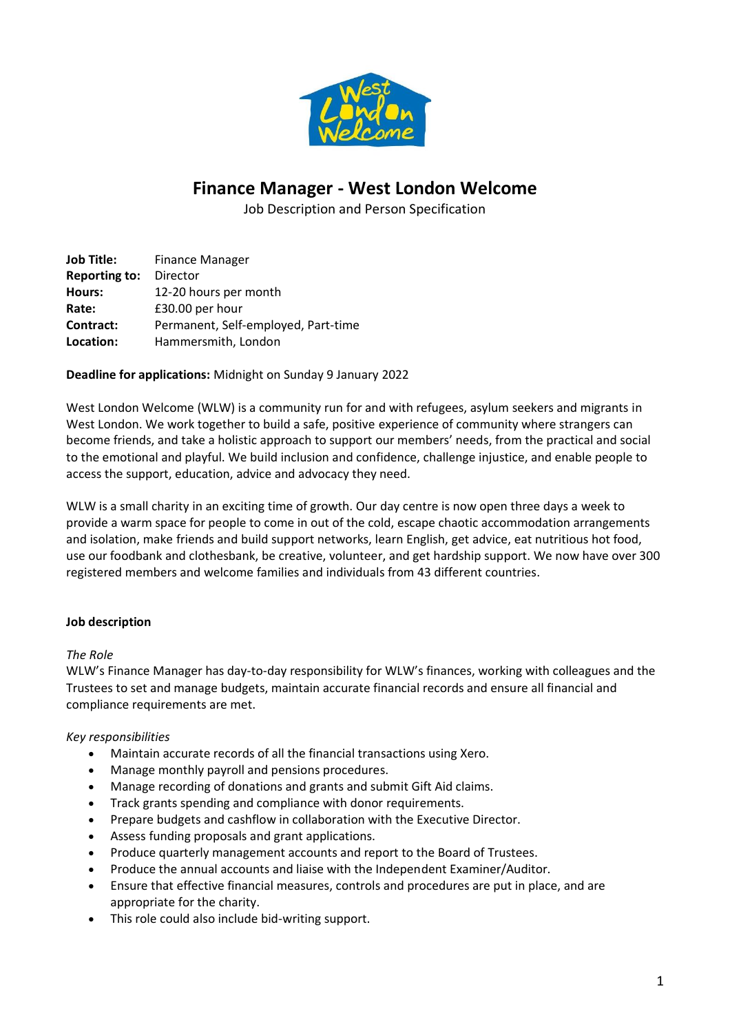# Finance Manager - West London Welcome

Job Description and Person Specification

**Job Title:** Finance Manager
**Reporting to:** Director
**Hours:** 12-20 hours per month
**Rate:** £30.00 per hour
**Contract:** Permanent, Self-employed, Part-time
**Location:** Hammersmith, London

**Deadline for applications:** Midnight on Sunday 9 January 2022

West London Welcome (WLW) is a community run for and with refugees, asylum seekers and migrants in West London. We work together to build a safe, positive experience of community where strangers can become friends, and take a holistic approach to support our members' needs, from the practical and social to the emotional and playful. We build inclusion and confidence, challenge injustice, and enable people to access the support, education, advice and advocacy they need.

WLW is a small charity in an exciting time of growth. Our day centre is now open three days a week to provide a warm space for people to come in out of the cold, escape chaotic accommodation arrangements and isolation, make friends and build support networks, learn English, get advice, eat nutritious hot food, use our foodbank and clothesbank, be creative, volunteer, and get hardship support. We now have over 300 registered members and welcome families and individuals from 43 different countries.

## Job description

*The Role*

WLW's Finance Manager has day-to-day responsibility for WLW's finances, working with colleagues and the Trustees to set and manage budgets, maintain accurate financial records and ensure all financial and compliance requirements are met.

*Key responsibilities*

- Maintain accurate records of all the financial transactions using Xero.
- Manage monthly payroll and pensions procedures.
- Manage recording of donations and grants and submit Gift Aid claims.
- Track grants spending and compliance with donor requirements.
- Prepare budgets and cashflow in collaboration with the Executive Director.
- Assess funding proposals and grant applications.
- Produce quarterly management accounts and report to the Board of Trustees.
- Produce the annual accounts and liaise with the Independent Examiner/Auditor.
- Ensure that effective financial measures, controls and procedures are put in place, and are appropriate for the charity.
- This role could also include bid-writing support.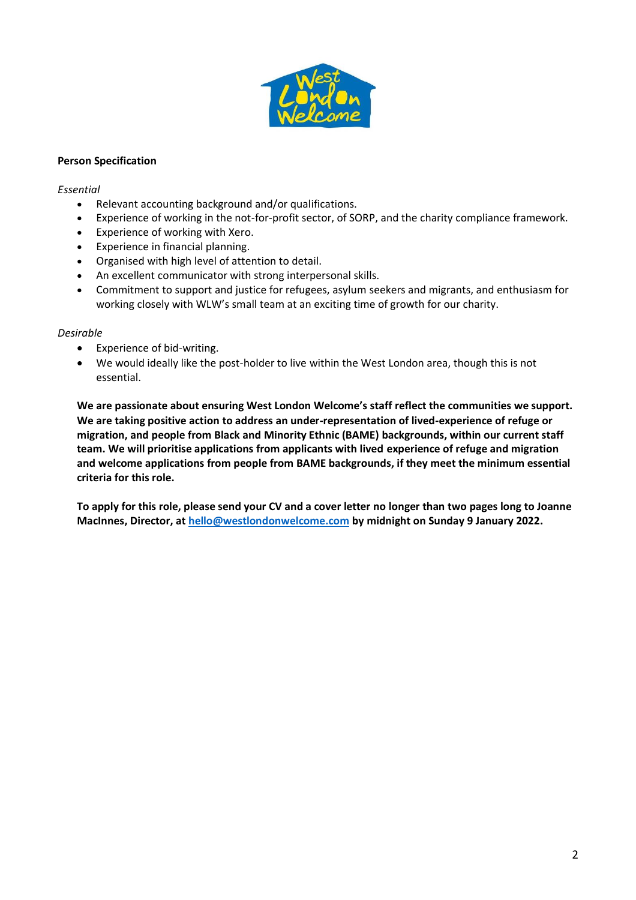**Person Specification**

*Essential*

- Relevant accounting background and/or qualifications.
- Experience of working in the not-for-profit sector, of SORP, and the charity compliance framework.
- Experience of working with Xero.
- Experience in financial planning.
- Organised with high level of attention to detail.
- An excellent communicator with strong interpersonal skills.
- Commitment to support and justice for refugees, asylum seekers and migrants, and enthusiasm for working closely with WLW's small team at an exciting time of growth for our charity.

*Desirable*

- Experience of bid-writing.
- We would ideally like the post-holder to live within the West London area, though this is not essential.

**We are passionate about ensuring West London Welcome's staff reflect the communities we support. We are taking positive action to address an under-representation of lived-experience of refuge or migration, and people from Black and Minority Ethnic (BAME) backgrounds, within our current staff team. We will prioritise applications from applicants with lived experience of refuge and migration and welcome applications from people from BAME backgrounds, if they meet the minimum essential criteria for this role.**

**To apply for this role, please send your CV and a cover letter no longer than two pages long to Joanne MacInnes, Director, at hello@westlondonwelcome.com by midnight on Sunday 9 January 2022.**